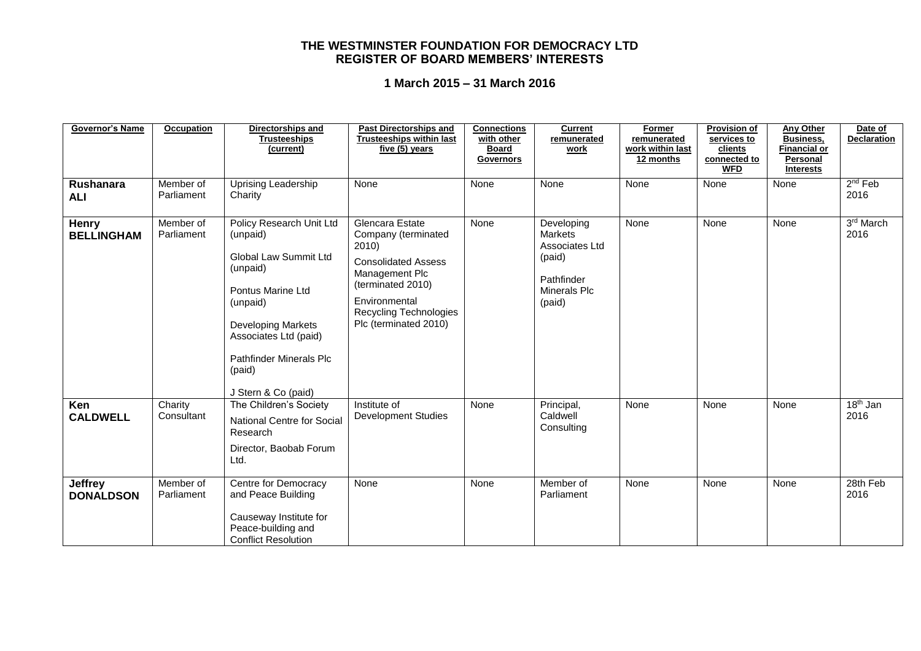# THE WESTMINSTER FOUNDATION FOR DEMOCRACY LTD
# REGISTER OF BOARD MEMBERS' INTERESTS

## 1 March 2015 – 31 March 2016

| Governor's Name | Occupation | Directorships and Trusteeships (current) | Past Directorships and Trusteeships within last five (5) years | Connections with other Board Governors | Current remunerated work | Former remunerated work within last 12 months | Provision of services to clients connected to WFD | Any Other Business, Financial or Personal Interests | Date of Declaration |
|---|---|---|---|---|---|---|---|---|---|
| **Rushanara ALI** | Member of Parliament | Uprising Leadership Charity | None | None | None | None | None | None | 2nd Feb 2016 |
| **Henry BELLINGHAM** | Member of Parliament | Policy Research Unit Ltd (unpaid)<br><br>Global Law Summit Ltd (unpaid)<br><br>Pontus Marine Ltd (unpaid)<br><br>Developing Markets Associates Ltd (paid)<br><br>Pathfinder Minerals Plc (paid)<br><br>J Stern & Co (paid) | Glencara Estate Company (terminated 2010)<br><br>Consolidated Assess Management Plc (terminated 2010)<br><br>Environmental Recycling Technologies Plc (terminated 2010) | None | Developing Markets Associates Ltd (paid)<br><br>Pathfinder Minerals Plc (paid) | None | None | None | 3rd March 2016 |
| **Ken CALDWELL** | Charity Consultant | The Children's Society<br><br>National Centre for Social Research<br><br>Director, Baobab Forum Ltd. | Institute of Development Studies | None | Principal, Caldwell Consulting | None | None | None | 18th Jan 2016 |
| **Jeffrey DONALDSON** | Member of Parliament | Centre for Democracy and Peace Building<br><br>Causeway Institute for Peace-building and Conflict Resolution | None | None | Member of Parliament | None | None | None | 28th Feb 2016 |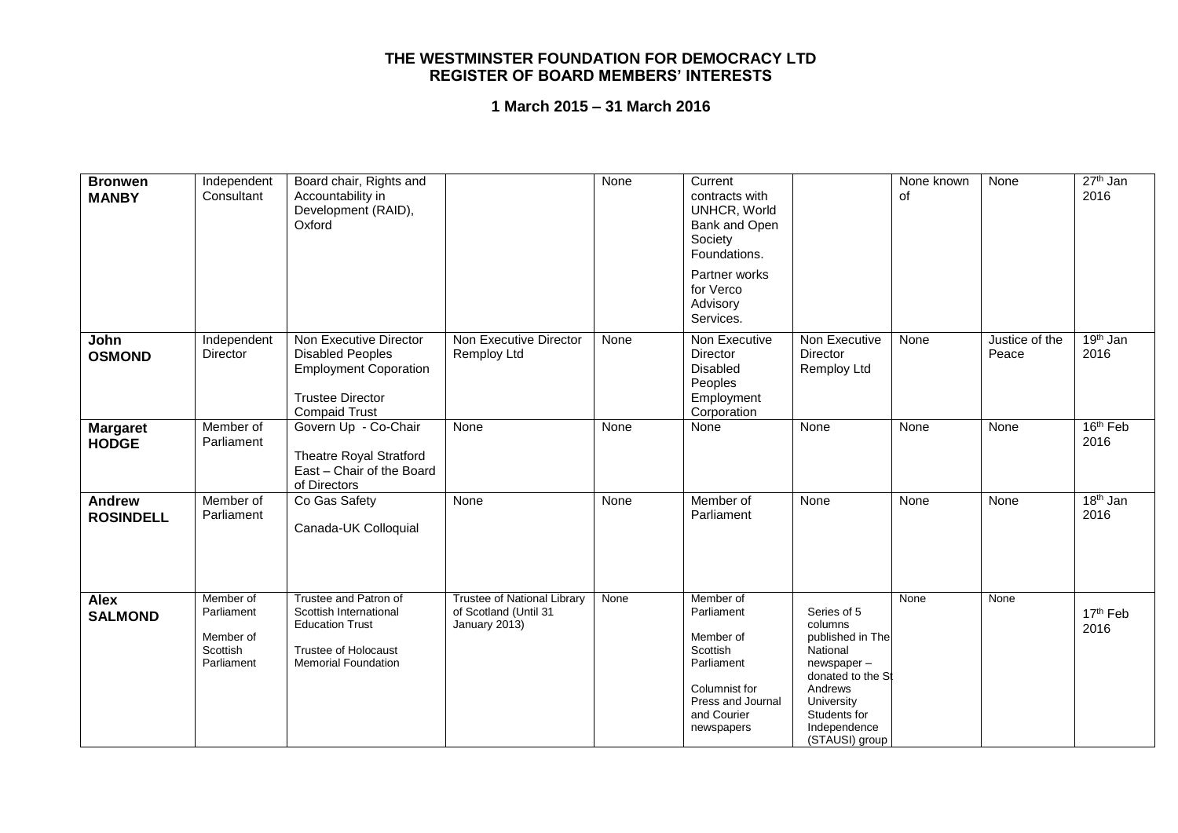# THE WESTMINSTER FOUNDATION FOR DEMOCRACY LTD
## REGISTER OF BOARD MEMBERS' INTERESTS

### 1 March 2015 – 31 March 2016

| | | | | | | | | | |
|---|---|---|---|---|---|---|---|---|---|
| **Bronwen MANBY** | Independent Consultant | Board chair, Rights and Accountability in Development (RAID), Oxford | | None | Current contracts with UNHCR, World Bank and Open Society Foundations.<br><br>Partner works for Verco Advisory Services. | | None known of | None | 27th Jan 2016 |
| **John OSMOND** | Independent Director | Non Executive Director Disabled Peoples Employment Coporation<br><br>Trustee Director Compaid Trust | Non Executive Director Remploy Ltd | None | Non Executive Director Disabled Peoples Employment Corporation | Non Executive Director Remploy Ltd | None | Justice of the Peace | 19th Jan 2016 |
| **Margaret HODGE** | Member of Parliament | Govern Up - Co-Chair<br><br>Theatre Royal Stratford East – Chair of the Board of Directors | None | None | None | None | None | None | 16th Feb 2016 |
| **Andrew ROSINDELL** | Member of Parliament | Co Gas Safety<br><br>Canada-UK Colloquial | None | None | Member of Parliament | None | None | None | 18th Jan 2016 |
| **Alex SALMOND** | Member of Parliament<br><br>Member of Scottish Parliament | Trustee and Patron of Scottish International Education Trust<br><br>Trustee of Holocaust Memorial Foundation | Trustee of National Library of Scotland (Until 31 January 2013) | None | Member of Parliament<br><br>Member of Scottish Parliament<br><br>Columnist for Press and Journal and Courier newspapers | Series of 5 columns published in The National newspaper – donated to the St Andrews University Students for Independence (STAUSI) group | None | None | 17th Feb 2016 |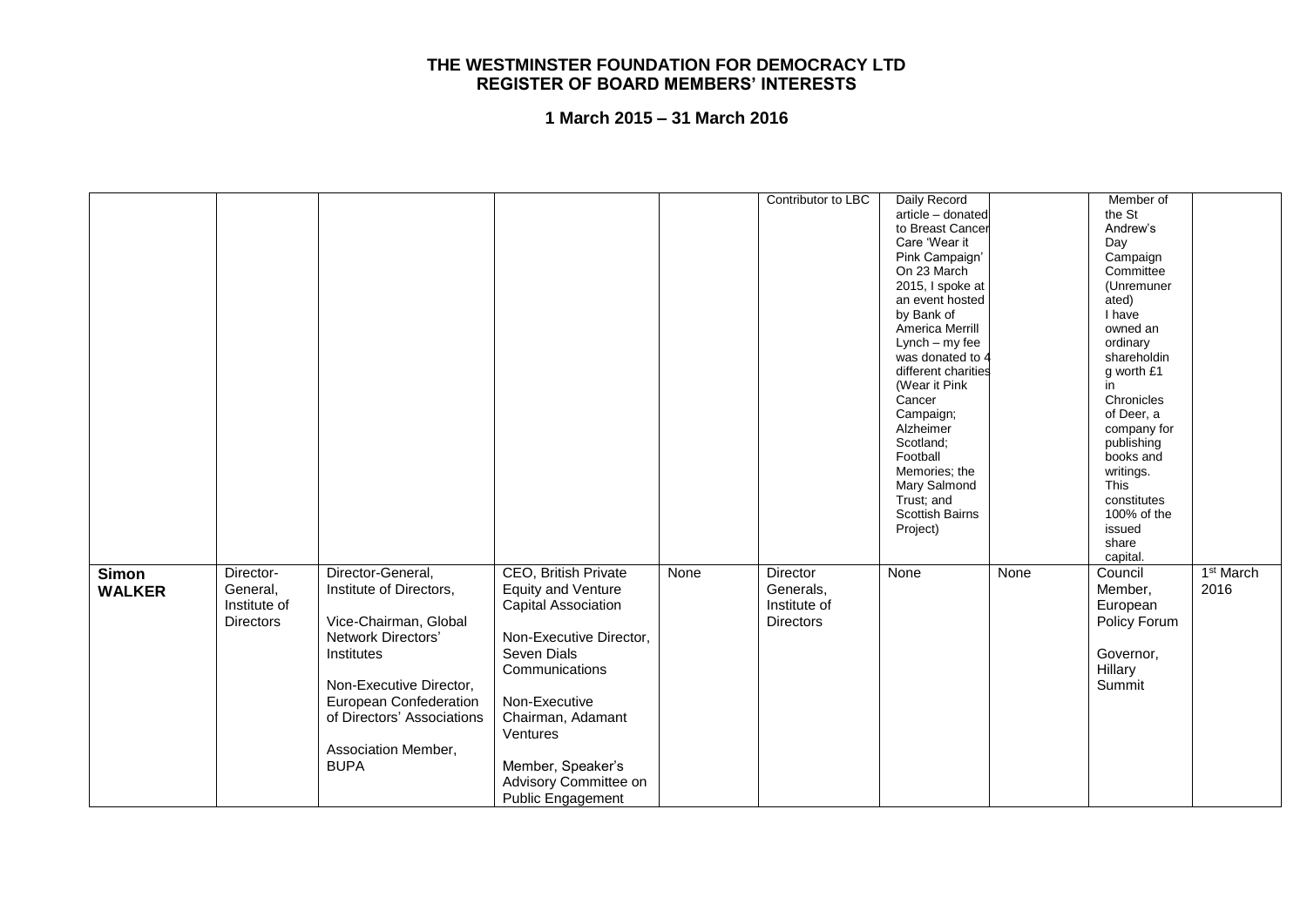**THE WESTMINSTER FOUNDATION FOR DEMOCRACY LTD**
**REGISTER OF BOARD MEMBERS' INTERESTS**

**1 March 2015 – 31 March 2016**

| | | | | | | | | | |
|---|---|---|---|---|---|---|---|---|---|
| | | | | | Contributor to LBC | Daily Record article – donated to Breast Cancer Care 'Wear it Pink Campaign' On 23 March 2015, I spoke at an event hosted by Bank of America Merrill Lynch – my fee was donated to 4 different charities (Wear it Pink Cancer Campaign; Alzheimer Scotland; Football Memories; the Mary Salmond Trust; and Scottish Bairns Project) | | Member of the St Andrew's Day Campaign Committee (Unremunerated) I have owned an ordinary shareholding worth £1 in Chronicles of Deer, a company for publishing books and writings. This constitutes 100% of the issued share capital. | |
| **Simon WALKER** | Director-General, Institute of Directors | Director-General, Institute of Directors,<br><br>Vice-Chairman, Global Network Directors' Institutes<br><br>Non-Executive Director, European Confederation of Directors' Associations<br><br>Association Member, BUPA | CEO, British Private Equity and Venture Capital Association<br><br>Non-Executive Director, Seven Dials Communications<br><br>Non-Executive Chairman, Adamant Ventures<br><br>Member, Speaker's Advisory Committee on Public Engagement | None | Director Generals, Institute of Directors | None | None | Council Member, European Policy Forum<br><br>Governor, Hillary Summit | 1st March 2016 |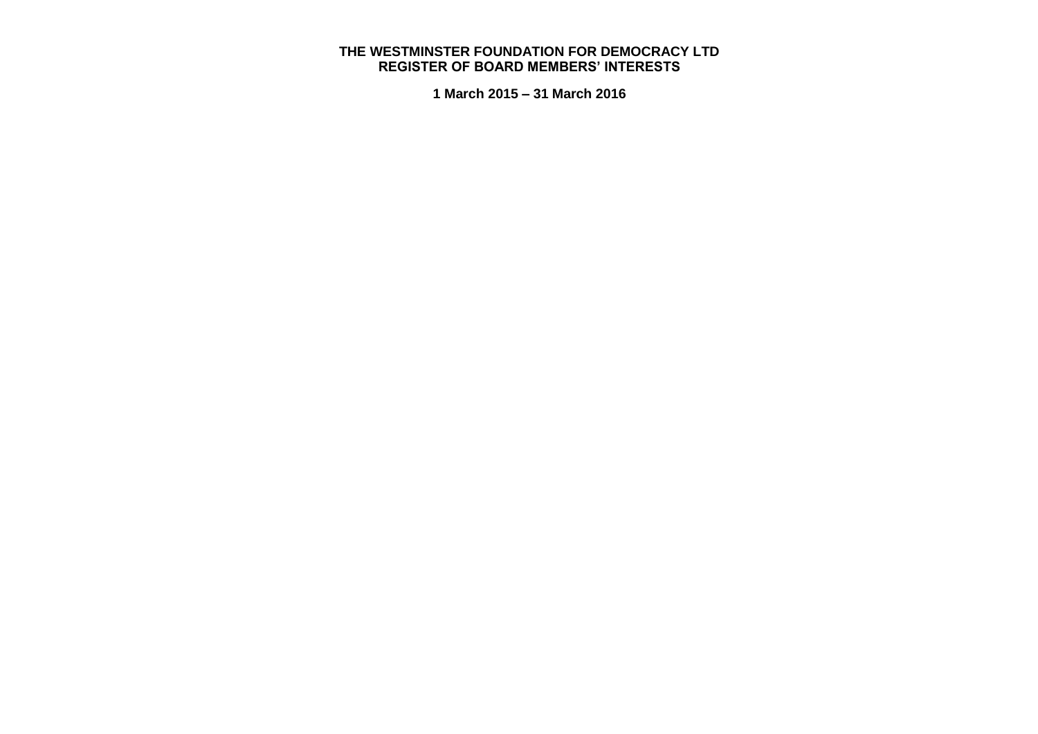**THE WESTMINSTER FOUNDATION FOR DEMOCRACY LTD**
**REGISTER OF BOARD MEMBERS' INTERESTS**

**1 March 2015 – 31 March 2016**